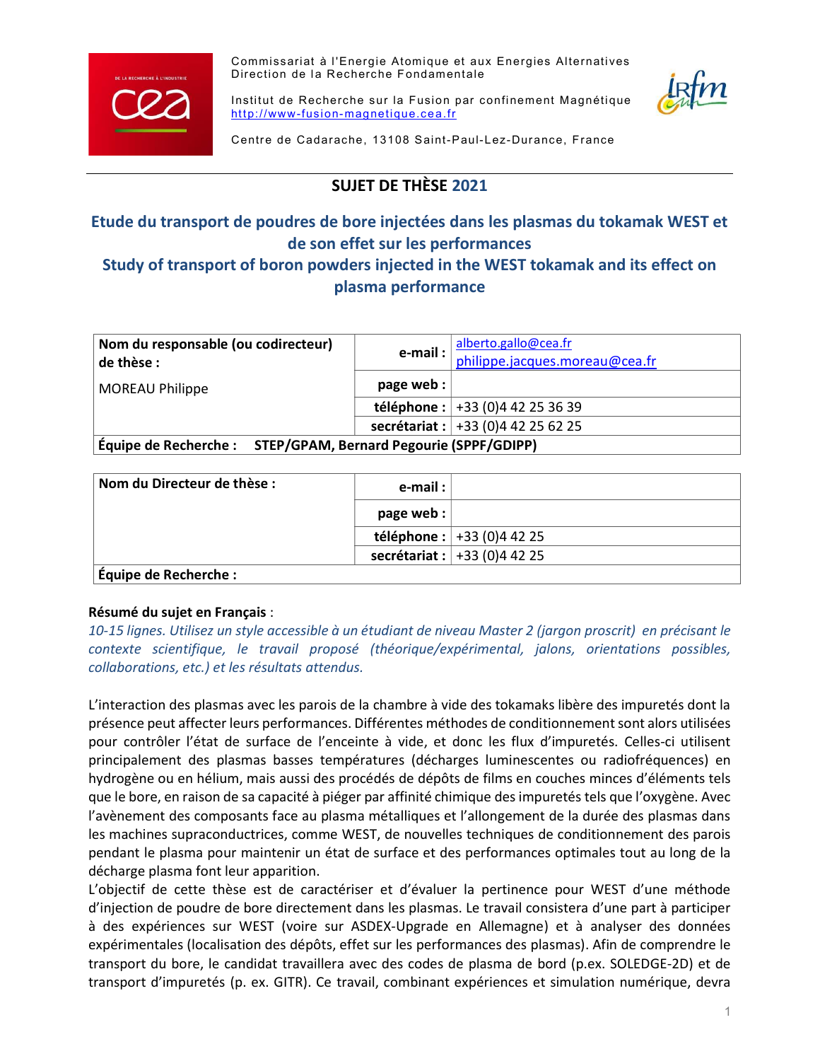Commissariat à l'Energie Atomique et aux Energies Alternatives
Direction de la Recherche Fondamentale

Institut de Recherche sur la Fusion par confinement Magnétique
http://www-fusion-magnetique.cea.fr

Centre de Cadarache, 13108 Saint-Paul-Lez-Durance, France

# SUJET DE THÈSE 2021

## Etude du transport de poudres de bore injectées dans les plasmas du tokamak WEST et de son effet sur les performances
## Study of transport of boron powders injected in the WEST tokamak and its effect on plasma performance

| Nom du responsable (ou codirecteur) de thèse : | e-mail : | alberto.gallo@cea.fr philippe.jacques.moreau@cea.fr |
|---|---|---|
| MOREAU Philippe | page web : | |
| | téléphone : | +33 (0)4 42 25 36 39 |
| | secrétariat : | +33 (0)4 42 25 62 25 |
| Équipe de Recherche : STEP/GPAM, Bernard Pegourie (SPPF/GDIPP) | | |

| Nom du Directeur de thèse : | e-mail : | |
|---|---|---|
| | page web : | |
| | téléphone : | +33 (0)4 42 25 |
| | secrétariat : | +33 (0)4 42 25 |
| Équipe de Recherche : | | |

**Résumé du sujet en Français** :

*10-15 lignes. Utilisez un style accessible à un étudiant de niveau Master 2 (jargon proscrit) en précisant le contexte scientifique, le travail proposé (théorique/expérimental, jalons, orientations possibles, collaborations, etc.) et les résultats attendus.*

L'interaction des plasmas avec les parois de la chambre à vide des tokamaks libère des impuretés dont la présence peut affecter leurs performances. Différentes méthodes de conditionnement sont alors utilisées pour contrôler l'état de surface de l'enceinte à vide, et donc les flux d'impuretés. Celles-ci utilisent principalement des plasmas basses températures (décharges luminescentes ou radiofréquences) en hydrogène ou en hélium, mais aussi des procédés de dépôts de films en couches minces d'éléments tels que le bore, en raison de sa capacité à piéger par affinité chimique des impuretés tels que l'oxygène. Avec l'avènement des composants face au plasma métalliques et l'allongement de la durée des plasmas dans les machines supraconductrices, comme WEST, de nouvelles techniques de conditionnement des parois pendant le plasma pour maintenir un état de surface et des performances optimales tout au long de la décharge plasma font leur apparition.
L'objectif de cette thèse est de caractériser et d'évaluer la pertinence pour WEST d'une méthode d'injection de poudre de bore directement dans les plasmas. Le travail consistera d'une part à participer à des expériences sur WEST (voire sur ASDEX-Upgrade en Allemagne) et à analyser des données expérimentales (localisation des dépôts, effet sur les performances des plasmas). Afin de comprendre le transport du bore, le candidat travaillera avec des codes de plasma de bord (p.ex. SOLEDGE-2D) et de transport d'impuretés (p. ex. GITR). Ce travail, combinant expériences et simulation numérique, devra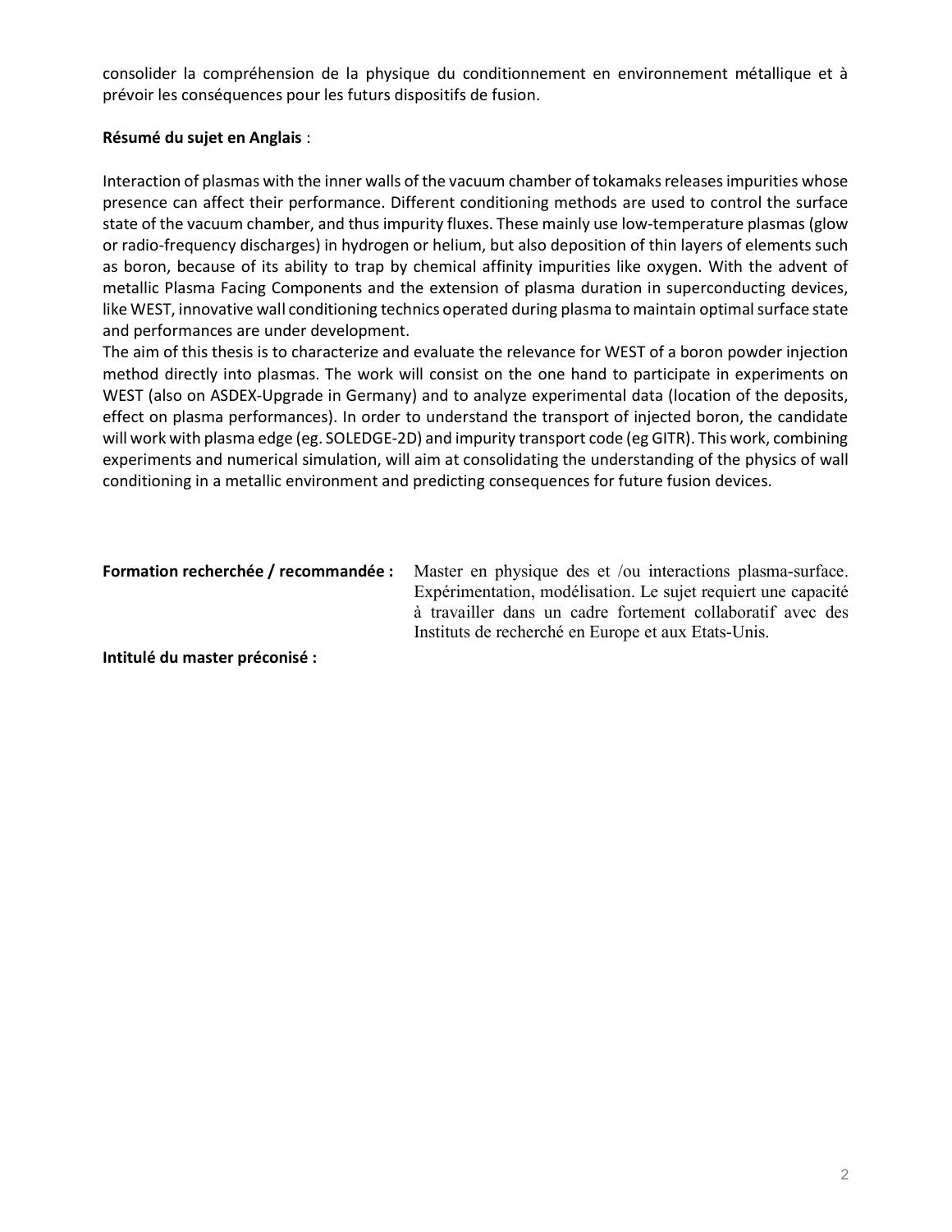consolider la compréhension de la physique du conditionnement en environnement métallique et à prévoir les conséquences pour les futurs dispositifs de fusion.

**Résumé du sujet en Anglais** :

Interaction of plasmas with the inner walls of the vacuum chamber of tokamaks releases impurities whose presence can affect their performance. Different conditioning methods are used to control the surface state of the vacuum chamber, and thus impurity fluxes. These mainly use low-temperature plasmas (glow or radio-frequency discharges) in hydrogen or helium, but also deposition of thin layers of elements such as boron, because of its ability to trap by chemical affinity impurities like oxygen. With the advent of metallic Plasma Facing Components and the extension of plasma duration in superconducting devices, like WEST, innovative wall conditioning technics operated during plasma to maintain optimal surface state and performances are under development.

The aim of this thesis is to characterize and evaluate the relevance for WEST of a boron powder injection method directly into plasmas. The work will consist on the one hand to participate in experiments on WEST (also on ASDEX-Upgrade in Germany) and to analyze experimental data (location of the deposits, effect on plasma performances). In order to understand the transport of injected boron, the candidate will work with plasma edge (eg. SOLEDGE-2D) and impurity transport code (eg GITR). This work, combining experiments and numerical simulation, will aim at consolidating the understanding of the physics of wall conditioning in a metallic environment and predicting consequences for future fusion devices.

**Formation recherchée / recommandée :** Master en physique des et /ou interactions plasma-surface. Expérimentation, modélisation. Le sujet requiert une capacité à travailler dans un cadre fortement collaboratif avec des Instituts de recherché en Europe et aux Etats-Unis.

**Intitulé du master préconisé :**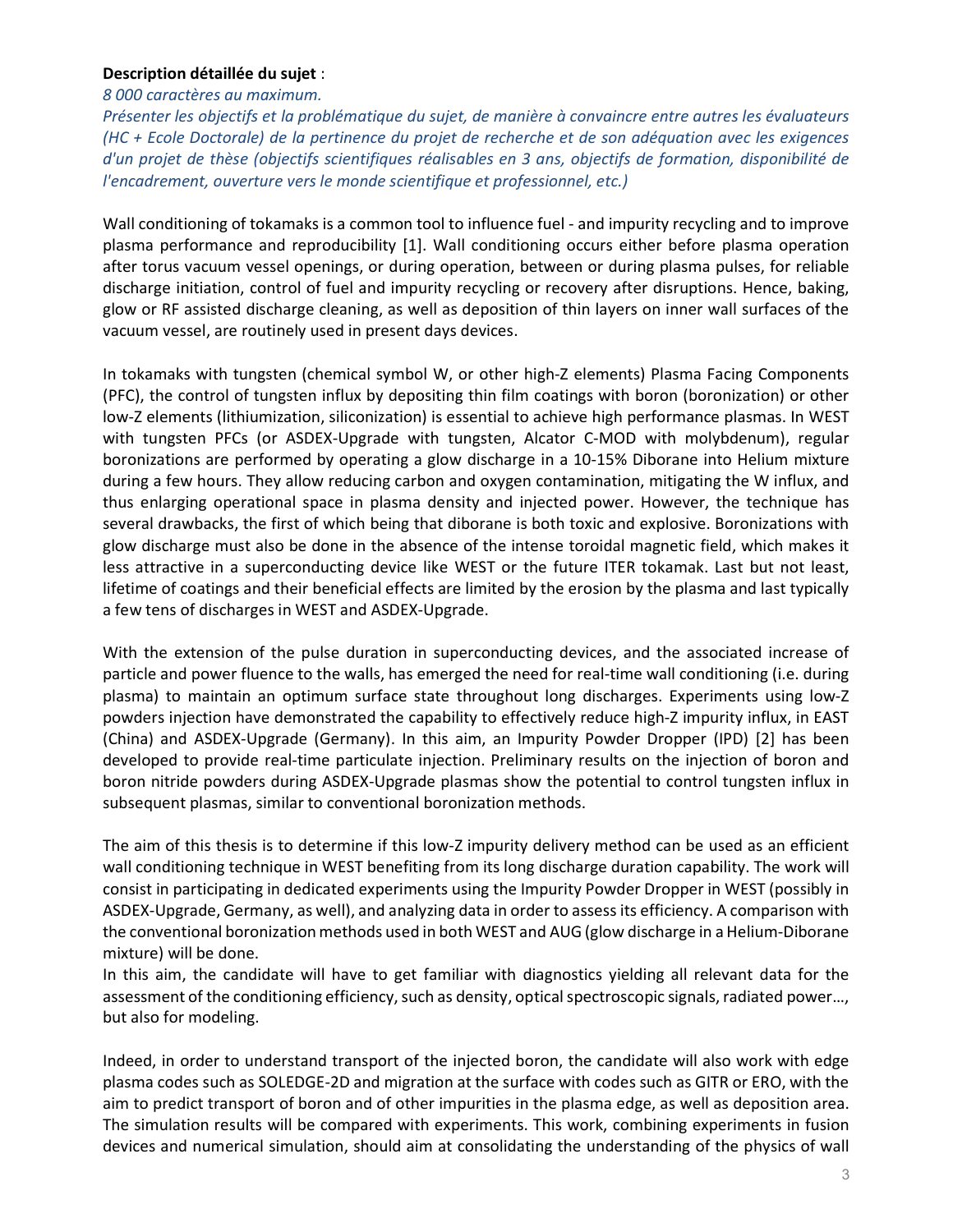**Description détaillée du sujet** :

*8 000 caractères au maximum.*

*Présenter les objectifs et la problématique du sujet, de manière à convaincre entre autres les évaluateurs (HC + Ecole Doctorale) de la pertinence du projet de recherche et de son adéquation avec les exigences d'un projet de thèse (objectifs scientifiques réalisables en 3 ans, objectifs de formation, disponibilité de l'encadrement, ouverture vers le monde scientifique et professionnel, etc.)*

Wall conditioning of tokamaks is a common tool to influence fuel - and impurity recycling and to improve plasma performance and reproducibility [1]. Wall conditioning occurs either before plasma operation after torus vacuum vessel openings, or during operation, between or during plasma pulses, for reliable discharge initiation, control of fuel and impurity recycling or recovery after disruptions. Hence, baking, glow or RF assisted discharge cleaning, as well as deposition of thin layers on inner wall surfaces of the vacuum vessel, are routinely used in present days devices.

In tokamaks with tungsten (chemical symbol W, or other high-Z elements) Plasma Facing Components (PFC), the control of tungsten influx by depositing thin film coatings with boron (boronization) or other low-Z elements (lithiumization, siliconization) is essential to achieve high performance plasmas. In WEST with tungsten PFCs (or ASDEX-Upgrade with tungsten, Alcator C-MOD with molybdenum), regular boronizations are performed by operating a glow discharge in a 10-15% Diborane into Helium mixture during a few hours. They allow reducing carbon and oxygen contamination, mitigating the W influx, and thus enlarging operational space in plasma density and injected power. However, the technique has several drawbacks, the first of which being that diborane is both toxic and explosive. Boronizations with glow discharge must also be done in the absence of the intense toroidal magnetic field, which makes it less attractive in a superconducting device like WEST or the future ITER tokamak. Last but not least, lifetime of coatings and their beneficial effects are limited by the erosion by the plasma and last typically a few tens of discharges in WEST and ASDEX-Upgrade.

With the extension of the pulse duration in superconducting devices, and the associated increase of particle and power fluence to the walls, has emerged the need for real-time wall conditioning (i.e. during plasma) to maintain an optimum surface state throughout long discharges. Experiments using low-Z powders injection have demonstrated the capability to effectively reduce high-Z impurity influx, in EAST (China) and ASDEX-Upgrade (Germany). In this aim, an Impurity Powder Dropper (IPD) [2] has been developed to provide real-time particulate injection. Preliminary results on the injection of boron and boron nitride powders during ASDEX-Upgrade plasmas show the potential to control tungsten influx in subsequent plasmas, similar to conventional boronization methods.

The aim of this thesis is to determine if this low-Z impurity delivery method can be used as an efficient wall conditioning technique in WEST benefiting from its long discharge duration capability. The work will consist in participating in dedicated experiments using the Impurity Powder Dropper in WEST (possibly in ASDEX-Upgrade, Germany, as well), and analyzing data in order to assess its efficiency. A comparison with the conventional boronization methods used in both WEST and AUG (glow discharge in a Helium-Diborane mixture) will be done.
In this aim, the candidate will have to get familiar with diagnostics yielding all relevant data for the assessment of the conditioning efficiency, such as density, optical spectroscopic signals, radiated power…, but also for modeling.

Indeed, in order to understand transport of the injected boron, the candidate will also work with edge plasma codes such as SOLEDGE-2D and migration at the surface with codes such as GITR or ERO, with the aim to predict transport of boron and of other impurities in the plasma edge, as well as deposition area. The simulation results will be compared with experiments. This work, combining experiments in fusion devices and numerical simulation, should aim at consolidating the understanding of the physics of wall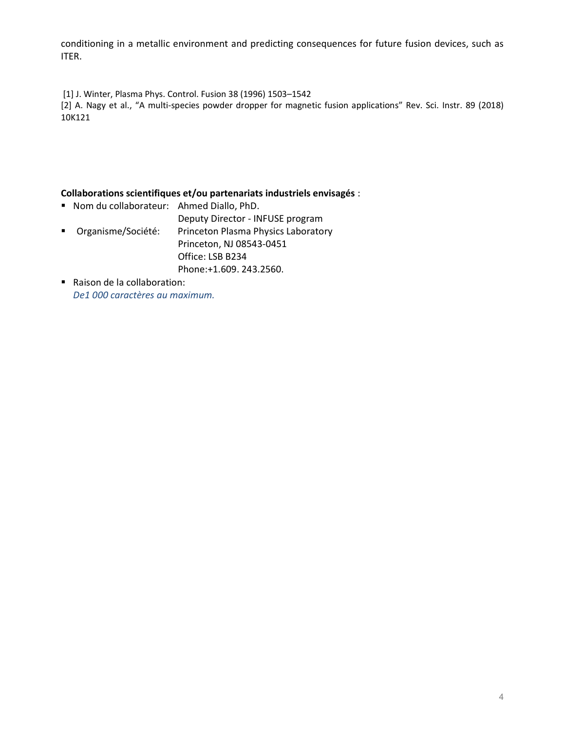conditioning in a metallic environment and predicting consequences for future fusion devices, such as ITER.

[1] J. Winter, Plasma Phys. Control. Fusion 38 (1996) 1503–1542
[2] A. Nagy et al., “A multi-species powder dropper for magnetic fusion applications” Rev. Sci. Instr. 89 (2018) 10K121

**Collaborations scientifiques et/ou partenariats industriels envisagés** :

- Nom du collaborateur: Ahmed Diallo, PhD.
  Deputy Director - INFUSE program
- Organisme/Société: Princeton Plasma Physics Laboratory
  Princeton, NJ 08543-0451
  Office: LSB B234
  Phone:+1.609. 243.2560.
- Raison de la collaboration:
  *De1 000 caractères au maximum.*